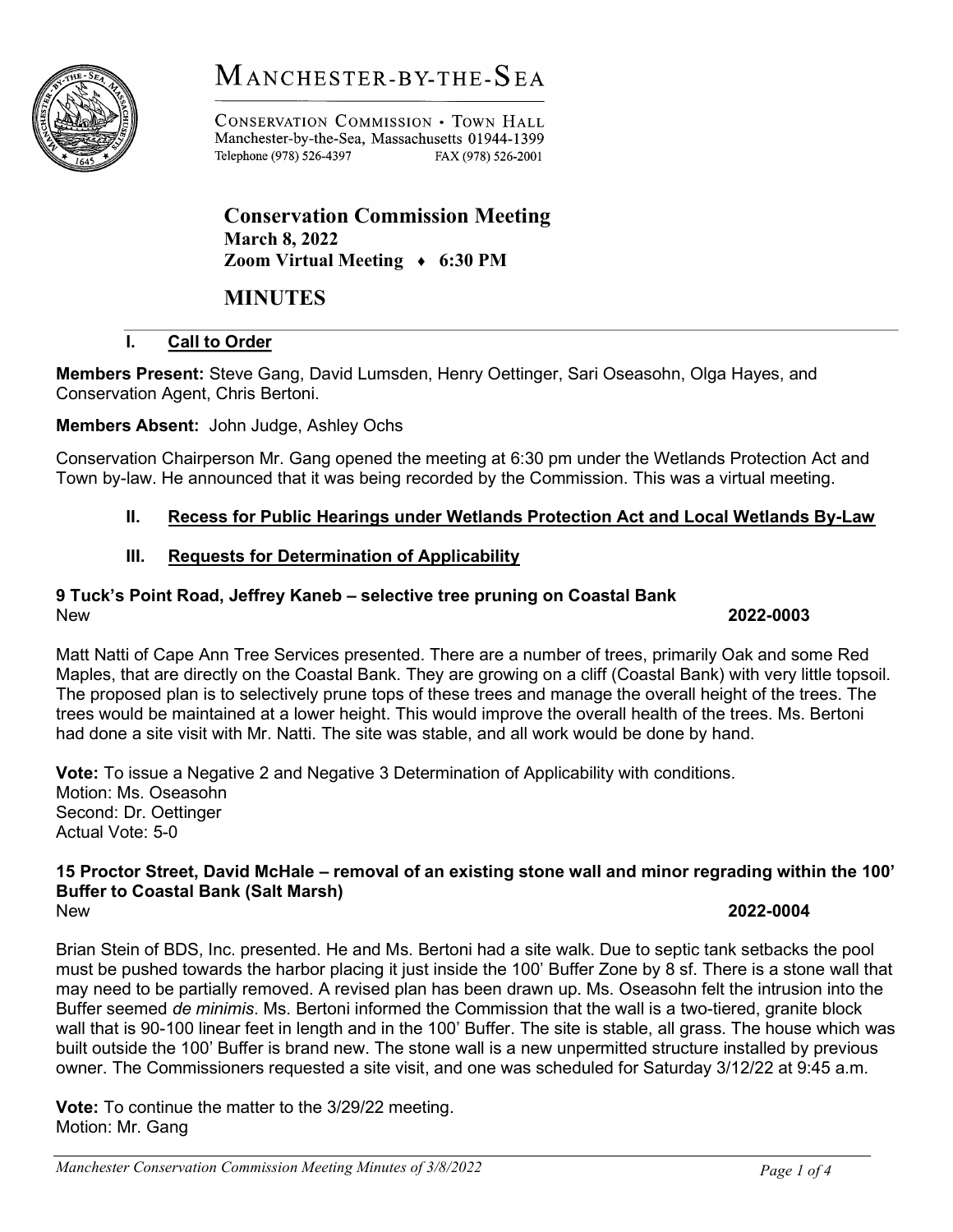# MANCHESTER-BY-THE-SEA

CONSERVATION COMMISSION • TOWN HALL
Manchester-by-the-Sea, Massachusetts 01944-1399
Telephone (978) 526-4397 FAX (978) 526-2001

## Conservation Commission Meeting

**March 8, 2022**
**Zoom Virtual Meeting ♦ 6:30 PM**

## MINUTES

### I. Call to Order

**Members Present:** Steve Gang, David Lumsden, Henry Oettinger, Sari Oseasohn, Olga Hayes, and Conservation Agent, Chris Bertoni.

**Members Absent:** John Judge, Ashley Ochs

Conservation Chairperson Mr. Gang opened the meeting at 6:30 pm under the Wetlands Protection Act and Town by-law. He announced that it was being recorded by the Commission. This was a virtual meeting.

### II. Recess for Public Hearings under Wetlands Protection Act and Local Wetlands By-Law

### III. Requests for Determination of Applicability

**9 Tuck's Point Road, Jeffrey Kaneb – selective tree pruning on Coastal Bank**
New **2022-0003**

Matt Natti of Cape Ann Tree Services presented. There are a number of trees, primarily Oak and some Red Maples, that are directly on the Coastal Bank. They are growing on a cliff (Coastal Bank) with very little topsoil. The proposed plan is to selectively prune tops of these trees and manage the overall height of the trees. The trees would be maintained at a lower height. This would improve the overall health of the trees. Ms. Bertoni had done a site visit with Mr. Natti. The site was stable, and all work would be done by hand.

**Vote:** To issue a Negative 2 and Negative 3 Determination of Applicability with conditions.
Motion: Ms. Oseasohn
Second: Dr. Oettinger
Actual Vote: 5-0

**15 Proctor Street, David McHale – removal of an existing stone wall and minor regrading within the 100' Buffer to Coastal Bank (Salt Marsh)**
New **2022-0004**

Brian Stein of BDS, Inc. presented. He and Ms. Bertoni had a site walk. Due to septic tank setbacks the pool must be pushed towards the harbor placing it just inside the 100' Buffer Zone by 8 sf. There is a stone wall that may need to be partially removed. A revised plan has been drawn up. Ms. Oseasohn felt the intrusion into the Buffer seemed *de minimis*. Ms. Bertoni informed the Commission that the wall is a two-tiered, granite block wall that is 90-100 linear feet in length and in the 100' Buffer. The site is stable, all grass. The house which was built outside the 100' Buffer is brand new. The stone wall is a new unpermitted structure installed by previous owner. The Commissioners requested a site visit, and one was scheduled for Saturday 3/12/22 at 9:45 a.m.

**Vote:** To continue the matter to the 3/29/22 meeting.
Motion: Mr. Gang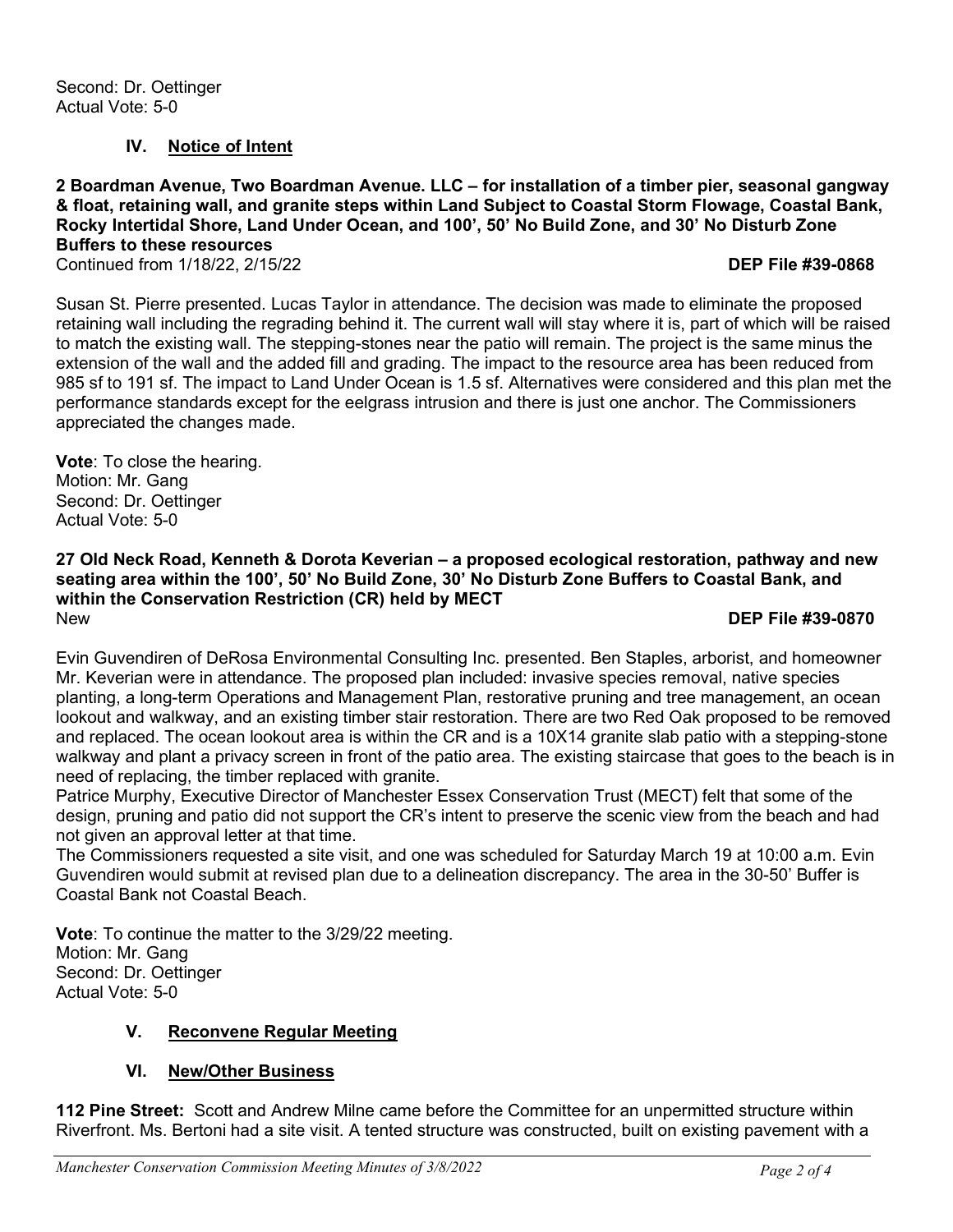Second: Dr. Oettinger
Actual Vote: 5-0

## IV. Notice of Intent

**2 Boardman Avenue, Two Boardman Avenue. LLC – for installation of a timber pier, seasonal gangway & float, retaining wall, and granite steps within Land Subject to Coastal Storm Flowage, Coastal Bank, Rocky Intertidal Shore, Land Under Ocean, and 100', 50' No Build Zone, and 30' No Disturb Zone Buffers to these resources**
Continued from 1/18/22, 2/15/22 **DEP File #39-0868**

Susan St. Pierre presented. Lucas Taylor in attendance. The decision was made to eliminate the proposed retaining wall including the regrading behind it. The current wall will stay where it is, part of which will be raised to match the existing wall. The stepping-stones near the patio will remain. The project is the same minus the extension of the wall and the added fill and grading. The impact to the resource area has been reduced from 985 sf to 191 sf. The impact to Land Under Ocean is 1.5 sf. Alternatives were considered and this plan met the performance standards except for the eelgrass intrusion and there is just one anchor. The Commissioners appreciated the changes made.

**Vote**: To close the hearing.
Motion: Mr. Gang
Second: Dr. Oettinger
Actual Vote: 5-0

**27 Old Neck Road, Kenneth & Dorota Keverian – a proposed ecological restoration, pathway and new seating area within the 100', 50' No Build Zone, 30' No Disturb Zone Buffers to Coastal Bank, and within the Conservation Restriction (CR) held by MECT**
New **DEP File #39-0870**

Evin Guvendiren of DeRosa Environmental Consulting Inc. presented. Ben Staples, arborist, and homeowner Mr. Keverian were in attendance. The proposed plan included: invasive species removal, native species planting, a long-term Operations and Management Plan, restorative pruning and tree management, an ocean lookout and walkway, and an existing timber stair restoration. There are two Red Oak proposed to be removed and replaced. The ocean lookout area is within the CR and is a 10X14 granite slab patio with a stepping-stone walkway and plant a privacy screen in front of the patio area. The existing staircase that goes to the beach is in need of replacing, the timber replaced with granite.
Patrice Murphy, Executive Director of Manchester Essex Conservation Trust (MECT) felt that some of the design, pruning and patio did not support the CR's intent to preserve the scenic view from the beach and had not given an approval letter at that time.
The Commissioners requested a site visit, and one was scheduled for Saturday March 19 at 10:00 a.m. Evin Guvendiren would submit at revised plan due to a delineation discrepancy. The area in the 30-50' Buffer is Coastal Bank not Coastal Beach.

**Vote**: To continue the matter to the 3/29/22 meeting.
Motion: Mr. Gang
Second: Dr. Oettinger
Actual Vote: 5-0

## V. Reconvene Regular Meeting

## VI. New/Other Business

**112 Pine Street:** Scott and Andrew Milne came before the Committee for an unpermitted structure within Riverfront. Ms. Bertoni had a site visit. A tented structure was constructed, built on existing pavement with a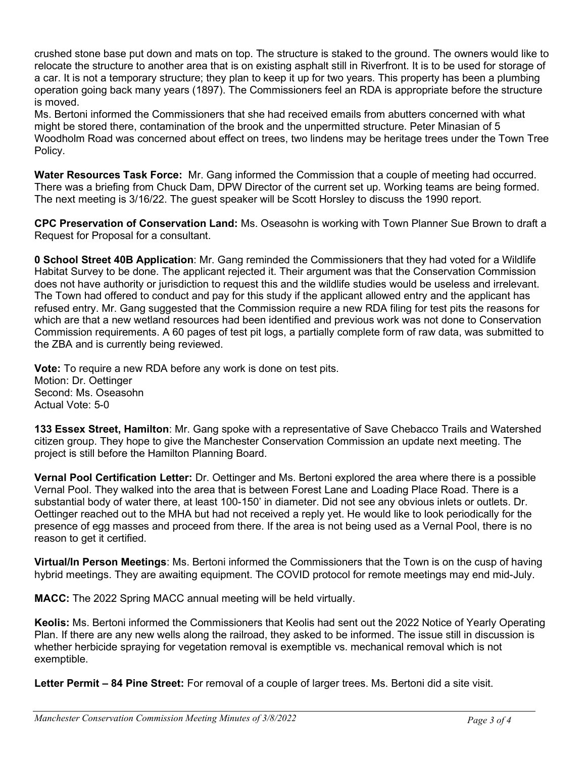crushed stone base put down and mats on top. The structure is staked to the ground. The owners would like to relocate the structure to another area that is on existing asphalt still in Riverfront. It is to be used for storage of a car. It is not a temporary structure; they plan to keep it up for two years. This property has been a plumbing operation going back many years (1897). The Commissioners feel an RDA is appropriate before the structure is moved.

Ms. Bertoni informed the Commissioners that she had received emails from abutters concerned with what might be stored there, contamination of the brook and the unpermitted structure. Peter Minasian of 5 Woodholm Road was concerned about effect on trees, two lindens may be heritage trees under the Town Tree Policy.

**Water Resources Task Force:** Mr. Gang informed the Commission that a couple of meeting had occurred. There was a briefing from Chuck Dam, DPW Director of the current set up. Working teams are being formed. The next meeting is 3/16/22. The guest speaker will be Scott Horsley to discuss the 1990 report.

**CPC Preservation of Conservation Land:** Ms. Oseasohn is working with Town Planner Sue Brown to draft a Request for Proposal for a consultant.

**0 School Street 40B Application**: Mr. Gang reminded the Commissioners that they had voted for a Wildlife Habitat Survey to be done. The applicant rejected it. Their argument was that the Conservation Commission does not have authority or jurisdiction to request this and the wildlife studies would be useless and irrelevant. The Town had offered to conduct and pay for this study if the applicant allowed entry and the applicant has refused entry. Mr. Gang suggested that the Commission require a new RDA filing for test pits the reasons for which are that a new wetland resources had been identified and previous work was not done to Conservation Commission requirements. A 60 pages of test pit logs, a partially complete form of raw data, was submitted to the ZBA and is currently being reviewed.

**Vote:** To require a new RDA before any work is done on test pits.
Motion: Dr. Oettinger
Second: Ms. Oseasohn
Actual Vote: 5-0

**133 Essex Street, Hamilton**: Mr. Gang spoke with a representative of Save Chebacco Trails and Watershed citizen group. They hope to give the Manchester Conservation Commission an update next meeting. The project is still before the Hamilton Planning Board.

**Vernal Pool Certification Letter:** Dr. Oettinger and Ms. Bertoni explored the area where there is a possible Vernal Pool. They walked into the area that is between Forest Lane and Loading Place Road. There is a substantial body of water there, at least 100-150' in diameter. Did not see any obvious inlets or outlets. Dr. Oettinger reached out to the MHA but had not received a reply yet. He would like to look periodically for the presence of egg masses and proceed from there. If the area is not being used as a Vernal Pool, there is no reason to get it certified.

**Virtual/In Person Meetings**: Ms. Bertoni informed the Commissioners that the Town is on the cusp of having hybrid meetings. They are awaiting equipment. The COVID protocol for remote meetings may end mid-July.

**MACC:** The 2022 Spring MACC annual meeting will be held virtually.

**Keolis:** Ms. Bertoni informed the Commissioners that Keolis had sent out the 2022 Notice of Yearly Operating Plan. If there are any new wells along the railroad, they asked to be informed. The issue still in discussion is whether herbicide spraying for vegetation removal is exemptible vs. mechanical removal which is not exemptible.

**Letter Permit – 84 Pine Street:** For removal of a couple of larger trees. Ms. Bertoni did a site visit.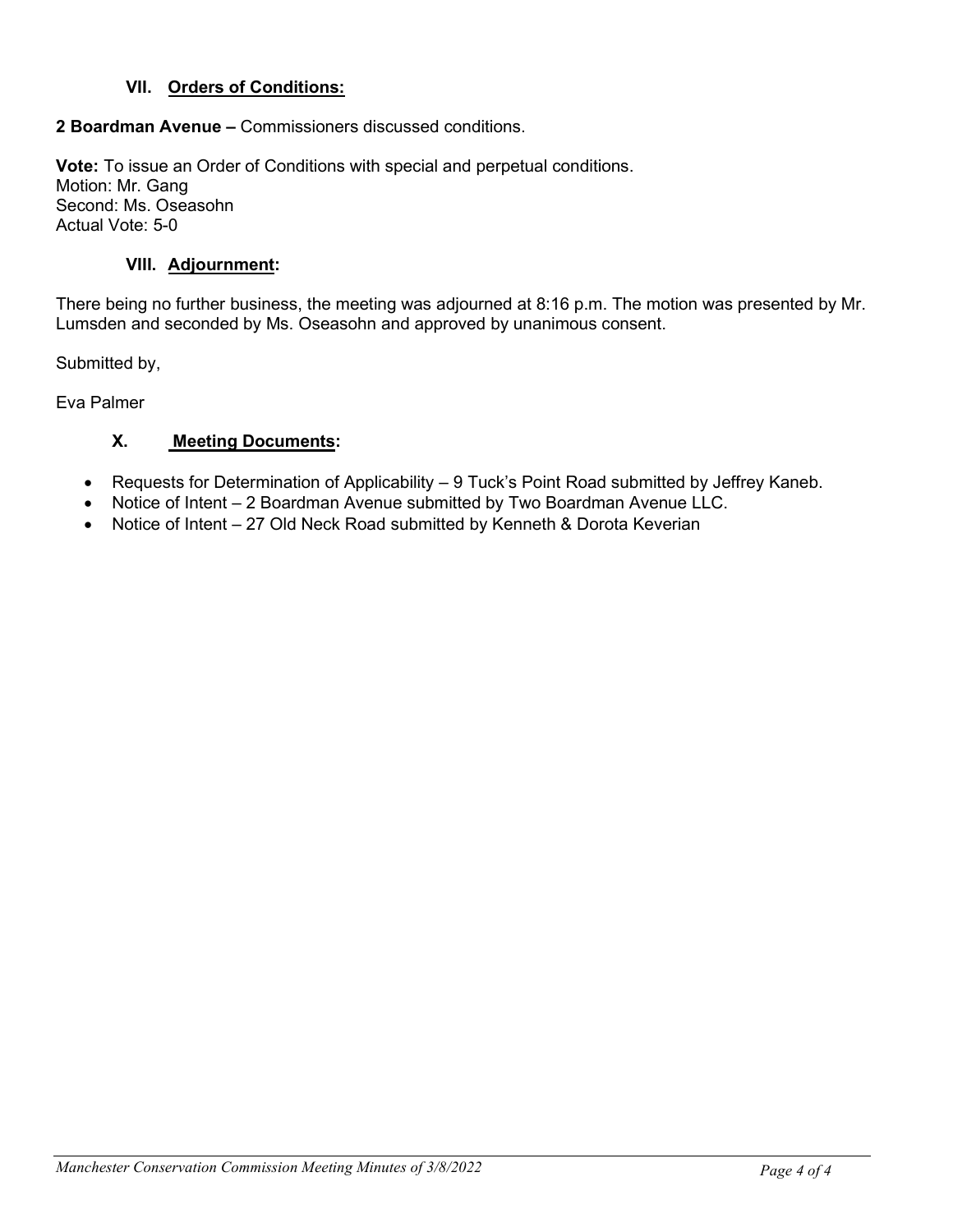## VII. Orders of Conditions:

**2 Boardman Avenue –** Commissioners discussed conditions.

**Vote:** To issue an Order of Conditions with special and perpetual conditions.
Motion: Mr. Gang
Second: Ms. Oseasohn
Actual Vote: 5-0

## VIII. Adjournment:

There being no further business, the meeting was adjourned at 8:16 p.m. The motion was presented by Mr. Lumsden and seconded by Ms. Oseasohn and approved by unanimous consent.

Submitted by,

Eva Palmer

## X. Meeting Documents:

- Requests for Determination of Applicability – 9 Tuck's Point Road submitted by Jeffrey Kaneb.
- Notice of Intent – 2 Boardman Avenue submitted by Two Boardman Avenue LLC.
- Notice of Intent – 27 Old Neck Road submitted by Kenneth & Dorota Keverian